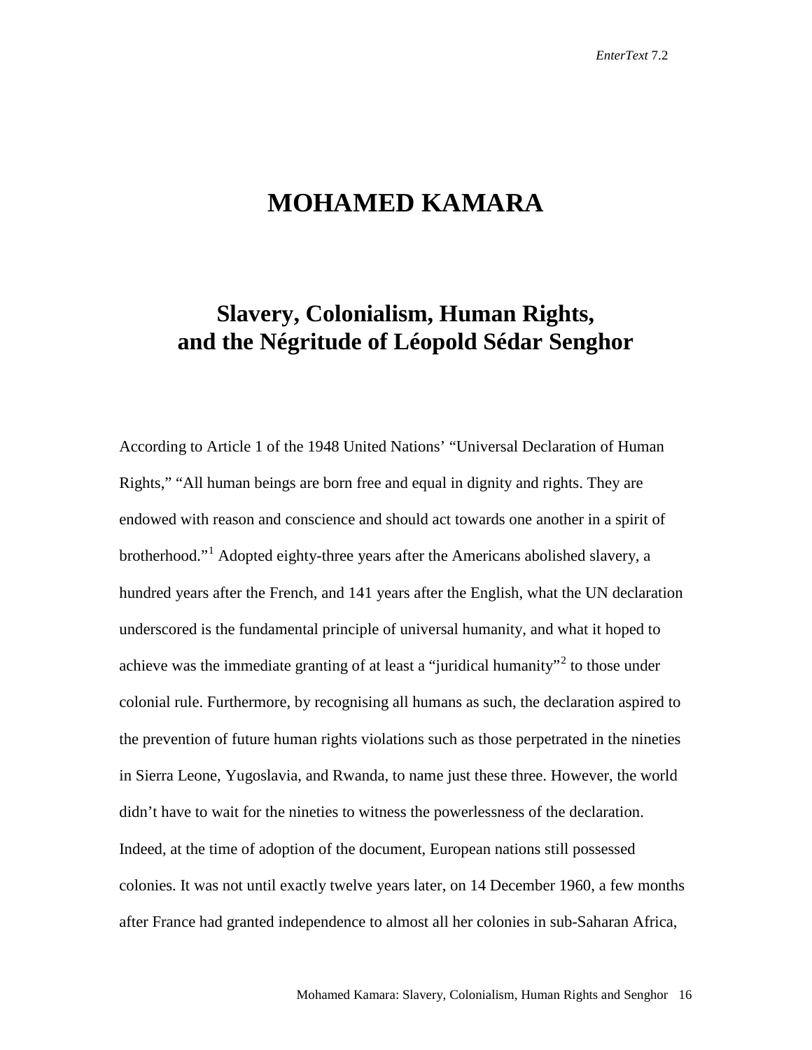# MOHAMED KAMARA

## Slavery, Colonialism, Human Rights, and the Négritude of Léopold Sédar Senghor

According to Article 1 of the 1948 United Nations' "Universal Declaration of Human Rights," "All human beings are born free and equal in dignity and rights. They are endowed with reason and conscience and should act towards one another in a spirit of brotherhood."[1] Adopted eighty-three years after the Americans abolished slavery, a hundred years after the French, and 141 years after the English, what the UN declaration underscored is the fundamental principle of universal humanity, and what it hoped to achieve was the immediate granting of at least a "juridical humanity"[2] to those under colonial rule. Furthermore, by recognising all humans as such, the declaration aspired to the prevention of future human rights violations such as those perpetrated in the nineties in Sierra Leone, Yugoslavia, and Rwanda, to name just these three. However, the world didn't have to wait for the nineties to witness the powerlessness of the declaration. Indeed, at the time of adoption of the document, European nations still possessed colonies. It was not until exactly twelve years later, on 14 December 1960, a few months after France had granted independence to almost all her colonies in sub-Saharan Africa,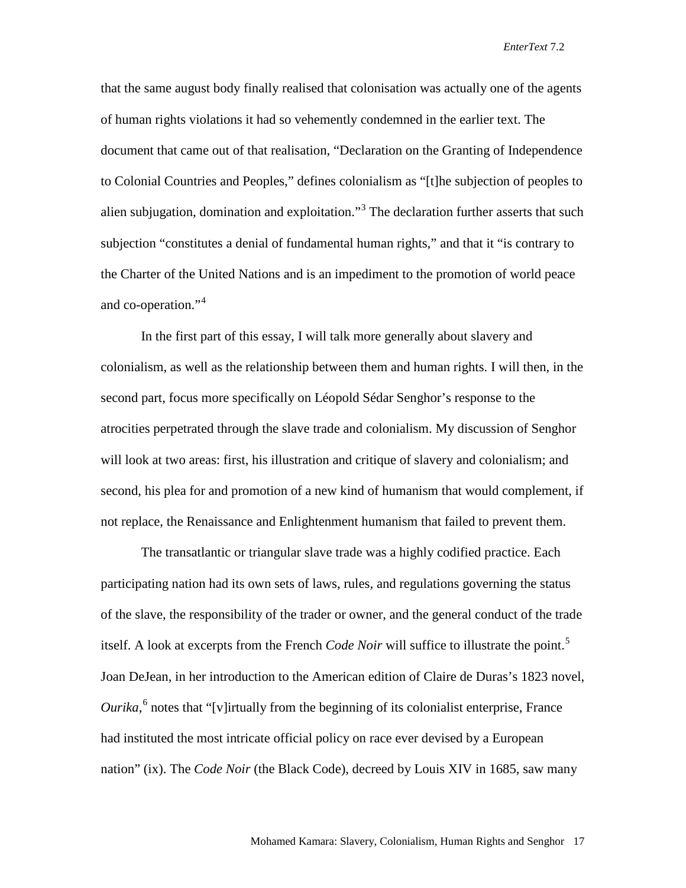that the same august body finally realised that colonisation was actually one of the agents of human rights violations it had so vehemently condemned in the earlier text. The document that came out of that realisation, "Declaration on the Granting of Independence to Colonial Countries and Peoples," defines colonialism as "[t]he subjection of peoples to alien subjugation, domination and exploitation."[3] The declaration further asserts that such subjection "constitutes a denial of fundamental human rights," and that it "is contrary to the Charter of the United Nations and is an impediment to the promotion of world peace and co-operation."[4]

In the first part of this essay, I will talk more generally about slavery and colonialism, as well as the relationship between them and human rights. I will then, in the second part, focus more specifically on Léopold Sédar Senghor's response to the atrocities perpetrated through the slave trade and colonialism. My discussion of Senghor will look at two areas: first, his illustration and critique of slavery and colonialism; and second, his plea for and promotion of a new kind of humanism that would complement, if not replace, the Renaissance and Enlightenment humanism that failed to prevent them.

The transatlantic or triangular slave trade was a highly codified practice. Each participating nation had its own sets of laws, rules, and regulations governing the status of the slave, the responsibility of the trader or owner, and the general conduct of the trade itself. A look at excerpts from the French *Code Noir* will suffice to illustrate the point.[5] Joan DeJean, in her introduction to the American edition of Claire de Duras's 1823 novel, *Ourika*,[6] notes that "[v]irtually from the beginning of its colonialist enterprise, France had instituted the most intricate official policy on race ever devised by a European nation" (ix). The *Code Noir* (the Black Code), decreed by Louis XIV in 1685, saw many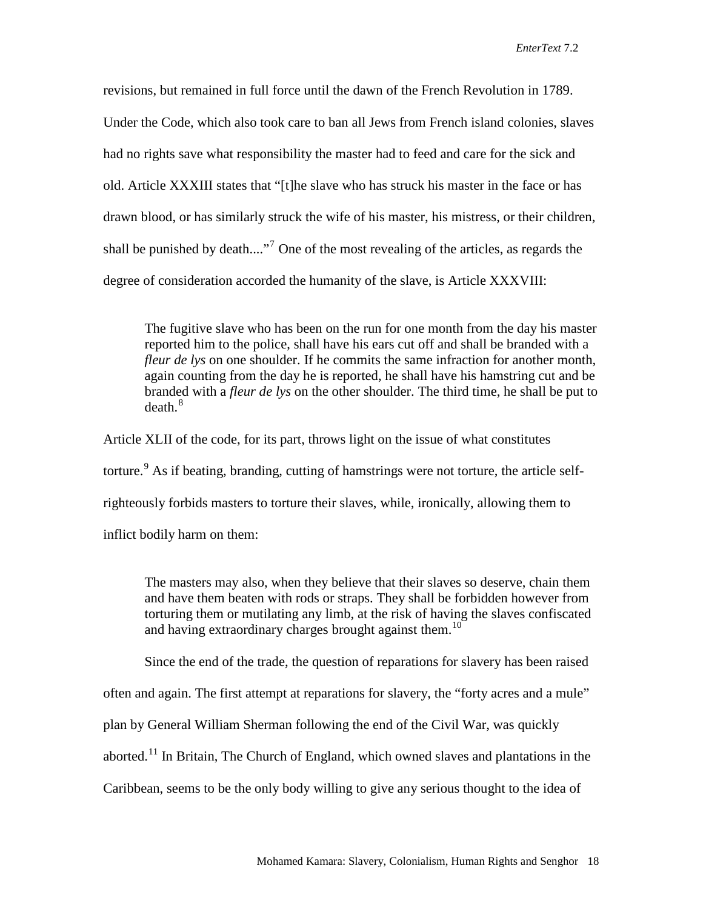revisions, but remained in full force until the dawn of the French Revolution in 1789. Under the Code, which also took care to ban all Jews from French island colonies, slaves had no rights save what responsibility the master had to feed and care for the sick and old. Article XXXIII states that "[t]he slave who has struck his master in the face or has drawn blood, or has similarly struck the wife of his master, his mistress, or their children, shall be punished by death...."[7] One of the most revealing of the articles, as regards the degree of consideration accorded the humanity of the slave, is Article XXXVIII:

> The fugitive slave who has been on the run for one month from the day his master reported him to the police, shall have his ears cut off and shall be branded with a *fleur de lys* on one shoulder. If he commits the same infraction for another month, again counting from the day he is reported, he shall have his hamstring cut and be branded with a *fleur de lys* on the other shoulder. The third time, he shall be put to death.[8]

Article XLII of the code, for its part, throws light on the issue of what constitutes torture.[9] As if beating, branding, cutting of hamstrings were not torture, the article self-righteously forbids masters to torture their slaves, while, ironically, allowing them to inflict bodily harm on them:

> The masters may also, when they believe that their slaves so deserve, chain them and have them beaten with rods or straps. They shall be forbidden however from torturing them or mutilating any limb, at the risk of having the slaves confiscated and having extraordinary charges brought against them.[10]

Since the end of the trade, the question of reparations for slavery has been raised often and again. The first attempt at reparations for slavery, the "forty acres and a mule" plan by General William Sherman following the end of the Civil War, was quickly aborted.[11] In Britain, The Church of England, which owned slaves and plantations in the Caribbean, seems to be the only body willing to give any serious thought to the idea of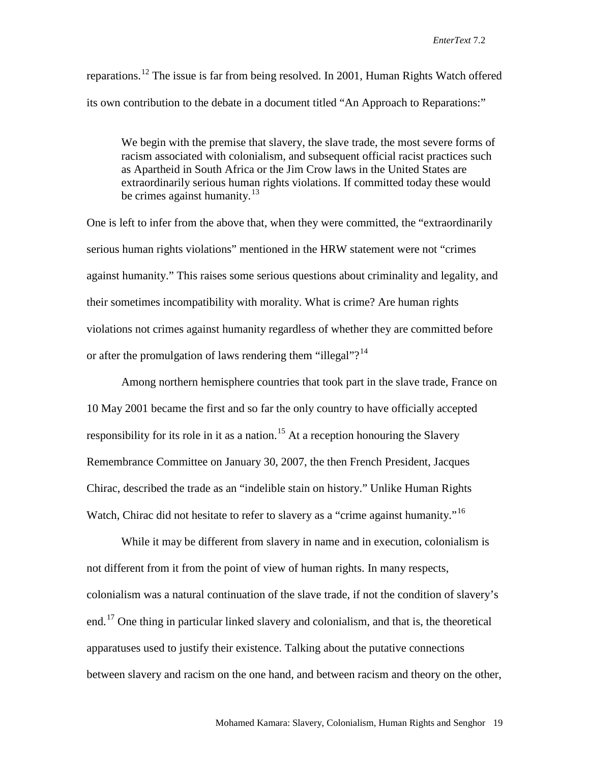reparations.[12] The issue is far from being resolved. In 2001, Human Rights Watch offered its own contribution to the debate in a document titled "An Approach to Reparations:"

> We begin with the premise that slavery, the slave trade, the most severe forms of racism associated with colonialism, and subsequent official racist practices such as Apartheid in South Africa or the Jim Crow laws in the United States are extraordinarily serious human rights violations. If committed today these would be crimes against humanity.[13]

One is left to infer from the above that, when they were committed, the "extraordinarily serious human rights violations" mentioned in the HRW statement were not "crimes against humanity." This raises some serious questions about criminality and legality, and their sometimes incompatibility with morality. What is crime? Are human rights violations not crimes against humanity regardless of whether they are committed before or after the promulgation of laws rendering them "illegal"?[14]

Among northern hemisphere countries that took part in the slave trade, France on 10 May 2001 became the first and so far the only country to have officially accepted responsibility for its role in it as a nation.[15] At a reception honouring the Slavery Remembrance Committee on January 30, 2007, the then French President, Jacques Chirac, described the trade as an "indelible stain on history." Unlike Human Rights Watch, Chirac did not hesitate to refer to slavery as a "crime against humanity."[16]

While it may be different from slavery in name and in execution, colonialism is not different from it from the point of view of human rights. In many respects, colonialism was a natural continuation of the slave trade, if not the condition of slavery's end.[17] One thing in particular linked slavery and colonialism, and that is, the theoretical apparatuses used to justify their existence. Talking about the putative connections between slavery and racism on the one hand, and between racism and theory on the other,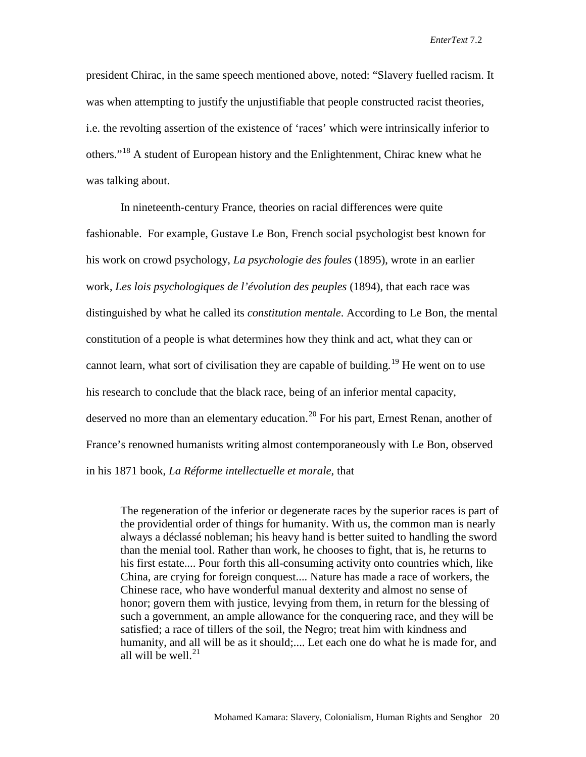president Chirac, in the same speech mentioned above, noted: "Slavery fuelled racism. It was when attempting to justify the unjustifiable that people constructed racist theories, i.e. the revolting assertion of the existence of 'races' which were intrinsically inferior to others."[18] A student of European history and the Enlightenment, Chirac knew what he was talking about.

In nineteenth-century France, theories on racial differences were quite fashionable. For example, Gustave Le Bon, French social psychologist best known for his work on crowd psychology, *La psychologie des foules* (1895), wrote in an earlier work, *Les lois psychologiques de l'évolution des peuples* (1894), that each race was distinguished by what he called its *constitution mentale*. According to Le Bon, the mental constitution of a people is what determines how they think and act, what they can or cannot learn, what sort of civilisation they are capable of building.[19] He went on to use his research to conclude that the black race, being of an inferior mental capacity, deserved no more than an elementary education.[20] For his part, Ernest Renan, another of France's renowned humanists writing almost contemporaneously with Le Bon, observed in his 1871 book, *La Réforme intellectuelle et morale*, that

> The regeneration of the inferior or degenerate races by the superior races is part of the providential order of things for humanity. With us, the common man is nearly always a déclassé nobleman; his heavy hand is better suited to handling the sword than the menial tool. Rather than work, he chooses to fight, that is, he returns to his first estate.... Pour forth this all-consuming activity onto countries which, like China, are crying for foreign conquest.... Nature has made a race of workers, the Chinese race, who have wonderful manual dexterity and almost no sense of honor; govern them with justice, levying from them, in return for the blessing of such a government, an ample allowance for the conquering race, and they will be satisfied; a race of tillers of the soil, the Negro; treat him with kindness and humanity, and all will be as it should;.... Let each one do what he is made for, and all will be well.[21]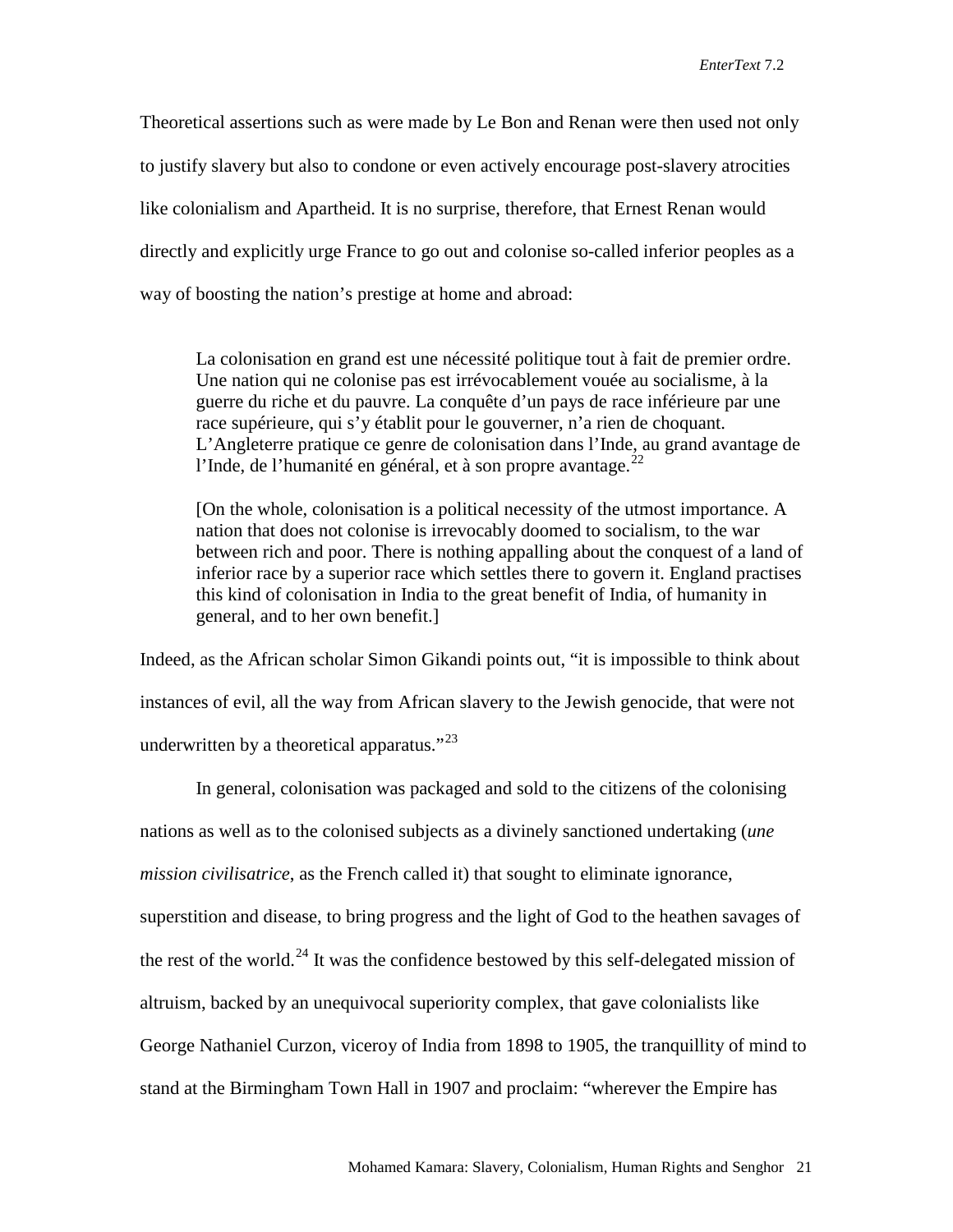Theoretical assertions such as were made by Le Bon and Renan were then used not only to justify slavery but also to condone or even actively encourage post-slavery atrocities like colonialism and Apartheid. It is no surprise, therefore, that Ernest Renan would directly and explicitly urge France to go out and colonise so-called inferior peoples as a way of boosting the nation's prestige at home and abroad:

> La colonisation en grand est une nécessité politique tout à fait de premier ordre. Une nation qui ne colonise pas est irrévocablement vouée au socialisme, à la guerre du riche et du pauvre. La conquête d'un pays de race inférieure par une race supérieure, qui s'y établit pour le gouverner, n'a rien de choquant. L'Angleterre pratique ce genre de colonisation dans l'Inde, au grand avantage de l'Inde, de l'humanité en général, et à son propre avantage.[22]
>
> [On the whole, colonisation is a political necessity of the utmost importance. A nation that does not colonise is irrevocably doomed to socialism, to the war between rich and poor. There is nothing appalling about the conquest of a land of inferior race by a superior race which settles there to govern it. England practises this kind of colonisation in India to the great benefit of India, of humanity in general, and to her own benefit.]

Indeed, as the African scholar Simon Gikandi points out, "it is impossible to think about instances of evil, all the way from African slavery to the Jewish genocide, that were not underwritten by a theoretical apparatus."[23]

In general, colonisation was packaged and sold to the citizens of the colonising nations as well as to the colonised subjects as a divinely sanctioned undertaking (*une mission civilisatrice*, as the French called it) that sought to eliminate ignorance, superstition and disease, to bring progress and the light of God to the heathen savages of the rest of the world.[24] It was the confidence bestowed by this self-delegated mission of altruism, backed by an unequivocal superiority complex, that gave colonialists like George Nathaniel Curzon, viceroy of India from 1898 to 1905, the tranquillity of mind to stand at the Birmingham Town Hall in 1907 and proclaim: "wherever the Empire has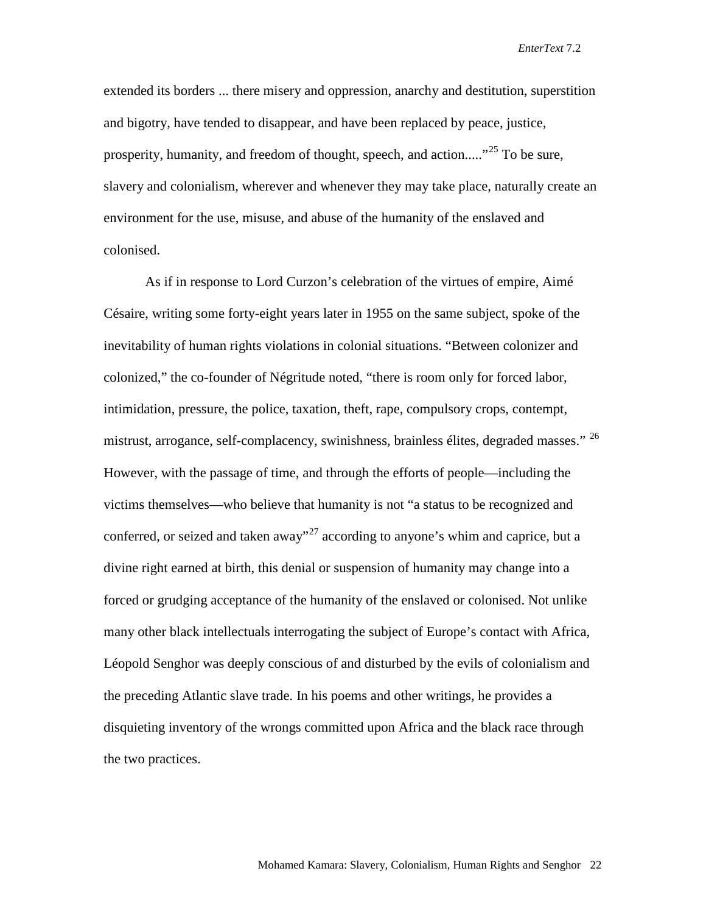extended its borders ... there misery and oppression, anarchy and destitution, superstition and bigotry, have tended to disappear, and have been replaced by peace, justice, prosperity, humanity, and freedom of thought, speech, and action....."[25] To be sure, slavery and colonialism, wherever and whenever they may take place, naturally create an environment for the use, misuse, and abuse of the humanity of the enslaved and colonised.

As if in response to Lord Curzon's celebration of the virtues of empire, Aimé Césaire, writing some forty-eight years later in 1955 on the same subject, spoke of the inevitability of human rights violations in colonial situations. "Between colonizer and colonized," the co-founder of Négritude noted, "there is room only for forced labor, intimidation, pressure, the police, taxation, theft, rape, compulsory crops, contempt, mistrust, arrogance, self-complacency, swinishness, brainless élites, degraded masses." [26] However, with the passage of time, and through the efforts of people—including the victims themselves—who believe that humanity is not "a status to be recognized and conferred, or seized and taken away"[27] according to anyone's whim and caprice, but a divine right earned at birth, this denial or suspension of humanity may change into a forced or grudging acceptance of the humanity of the enslaved or colonised. Not unlike many other black intellectuals interrogating the subject of Europe's contact with Africa, Léopold Senghor was deeply conscious of and disturbed by the evils of colonialism and the preceding Atlantic slave trade. In his poems and other writings, he provides a disquieting inventory of the wrongs committed upon Africa and the black race through the two practices.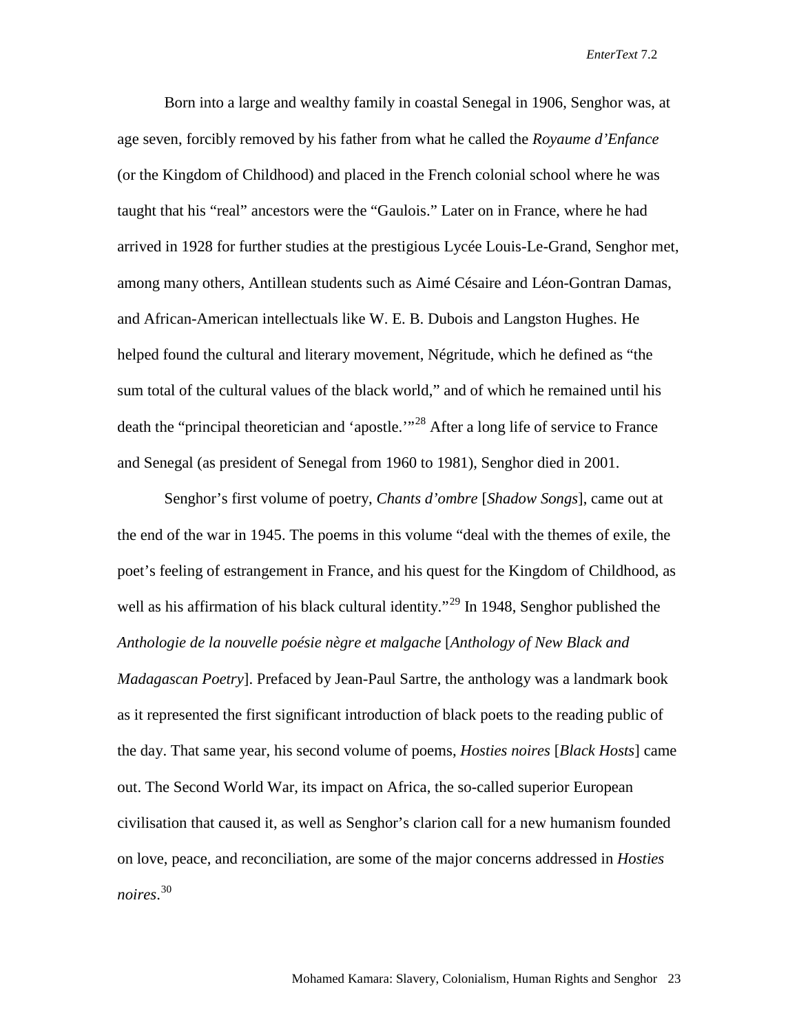Born into a large and wealthy family in coastal Senegal in 1906, Senghor was, at age seven, forcibly removed by his father from what he called the *Royaume d'Enfance* (or the Kingdom of Childhood) and placed in the French colonial school where he was taught that his "real" ancestors were the "Gaulois." Later on in France, where he had arrived in 1928 for further studies at the prestigious Lycée Louis-Le-Grand, Senghor met, among many others, Antillean students such as Aimé Césaire and Léon-Gontran Damas, and African-American intellectuals like W. E. B. Dubois and Langston Hughes. He helped found the cultural and literary movement, Négritude, which he defined as "the sum total of the cultural values of the black world," and of which he remained until his death the "principal theoretician and 'apostle.'"[28] After a long life of service to France and Senegal (as president of Senegal from 1960 to 1981), Senghor died in 2001.

Senghor's first volume of poetry, *Chants d'ombre* [*Shadow Songs*], came out at the end of the war in 1945. The poems in this volume "deal with the themes of exile, the poet's feeling of estrangement in France, and his quest for the Kingdom of Childhood, as well as his affirmation of his black cultural identity."[29] In 1948, Senghor published the *Anthologie de la nouvelle poésie nègre et malgache* [*Anthology of New Black and Madagascan Poetry*]. Prefaced by Jean-Paul Sartre, the anthology was a landmark book as it represented the first significant introduction of black poets to the reading public of the day. That same year, his second volume of poems, *Hosties noires* [*Black Hosts*] came out. The Second World War, its impact on Africa, the so-called superior European civilisation that caused it, as well as Senghor's clarion call for a new humanism founded on love, peace, and reconciliation, are some of the major concerns addressed in *Hosties noires*.[30]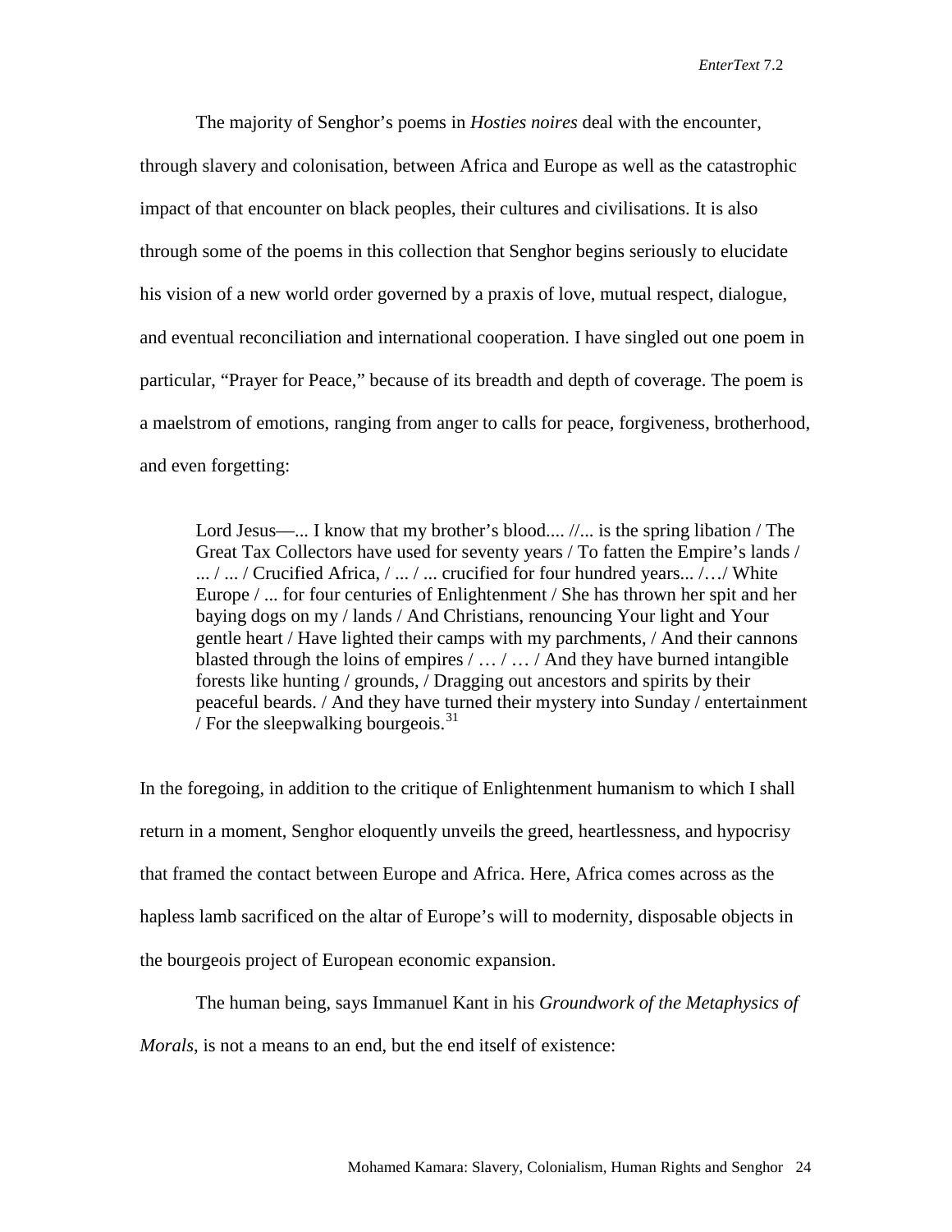The majority of Senghor's poems in *Hosties noires* deal with the encounter, through slavery and colonisation, between Africa and Europe as well as the catastrophic impact of that encounter on black peoples, their cultures and civilisations. It is also through some of the poems in this collection that Senghor begins seriously to elucidate his vision of a new world order governed by a praxis of love, mutual respect, dialogue, and eventual reconciliation and international cooperation. I have singled out one poem in particular, "Prayer for Peace," because of its breadth and depth of coverage. The poem is a maelstrom of emotions, ranging from anger to calls for peace, forgiveness, brotherhood, and even forgetting:

> Lord Jesus—... I know that my brother's blood.... //... is the spring libation / The Great Tax Collectors have used for seventy years / To fatten the Empire's lands / ... / ... / Crucified Africa, / ... / ... crucified for four hundred years... /…/ White Europe / ... for four centuries of Enlightenment / She has thrown her spit and her baying dogs on my / lands / And Christians, renouncing Your light and Your gentle heart / Have lighted their camps with my parchments, / And their cannons blasted through the loins of empires / … / … / And they have burned intangible forests like hunting / grounds, / Dragging out ancestors and spirits by their peaceful beards. / And they have turned their mystery into Sunday / entertainment / For the sleepwalking bourgeois.[31]

In the foregoing, in addition to the critique of Enlightenment humanism to which I shall return in a moment, Senghor eloquently unveils the greed, heartlessness, and hypocrisy that framed the contact between Europe and Africa. Here, Africa comes across as the hapless lamb sacrificed on the altar of Europe's will to modernity, disposable objects in the bourgeois project of European economic expansion.

The human being, says Immanuel Kant in his *Groundwork of the Metaphysics of Morals*, is not a means to an end, but the end itself of existence: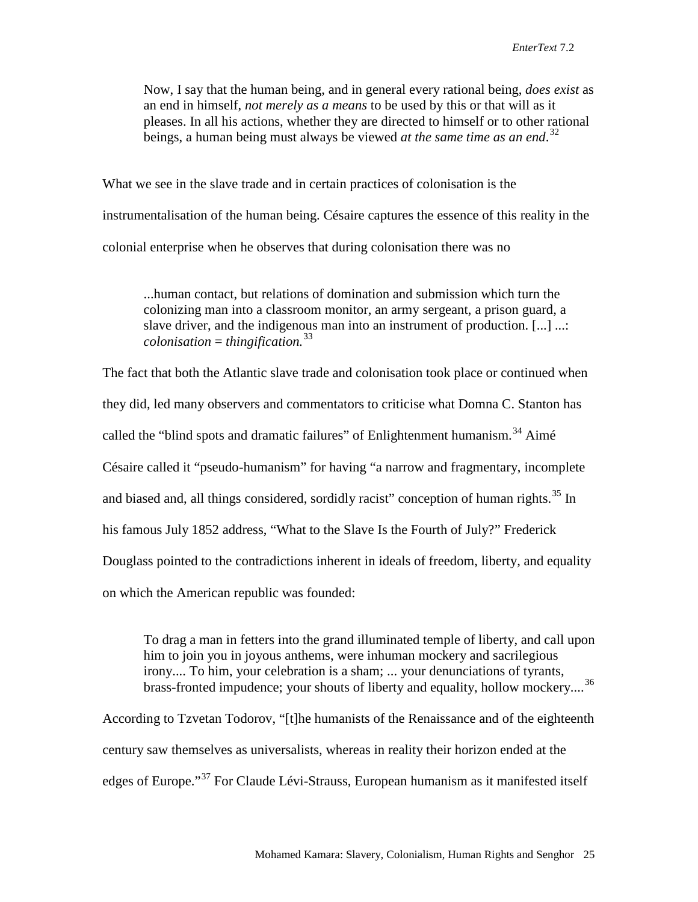> Now, I say that the human being, and in general every rational being, *does exist* as an end in himself, *not merely as a means* to be used by this or that will as it pleases. In all his actions, whether they are directed to himself or to other rational beings, a human being must always be viewed *at the same time as an end*.[32]

What we see in the slave trade and in certain practices of colonisation is the instrumentalisation of the human being. Césaire captures the essence of this reality in the colonial enterprise when he observes that during colonisation there was no

> ...human contact, but relations of domination and submission which turn the colonizing man into a classroom monitor, an army sergeant, a prison guard, a slave driver, and the indigenous man into an instrument of production. [...] ...: *colonisation = thingification.*[33]

The fact that both the Atlantic slave trade and colonisation took place or continued when they did, led many observers and commentators to criticise what Domna C. Stanton has called the "blind spots and dramatic failures" of Enlightenment humanism.[34] Aimé Césaire called it "pseudo-humanism" for having "a narrow and fragmentary, incomplete and biased and, all things considered, sordidly racist" conception of human rights.[35] In his famous July 1852 address, "What to the Slave Is the Fourth of July?" Frederick Douglass pointed to the contradictions inherent in ideals of freedom, liberty, and equality on which the American republic was founded:

> To drag a man in fetters into the grand illuminated temple of liberty, and call upon him to join you in joyous anthems, were inhuman mockery and sacrilegious irony.... To him, your celebration is a sham; ... your denunciations of tyrants, brass-fronted impudence; your shouts of liberty and equality, hollow mockery....[36]

According to Tzvetan Todorov, "[t]he humanists of the Renaissance and of the eighteenth century saw themselves as universalists, whereas in reality their horizon ended at the edges of Europe."[37] For Claude Lévi-Strauss, European humanism as it manifested itself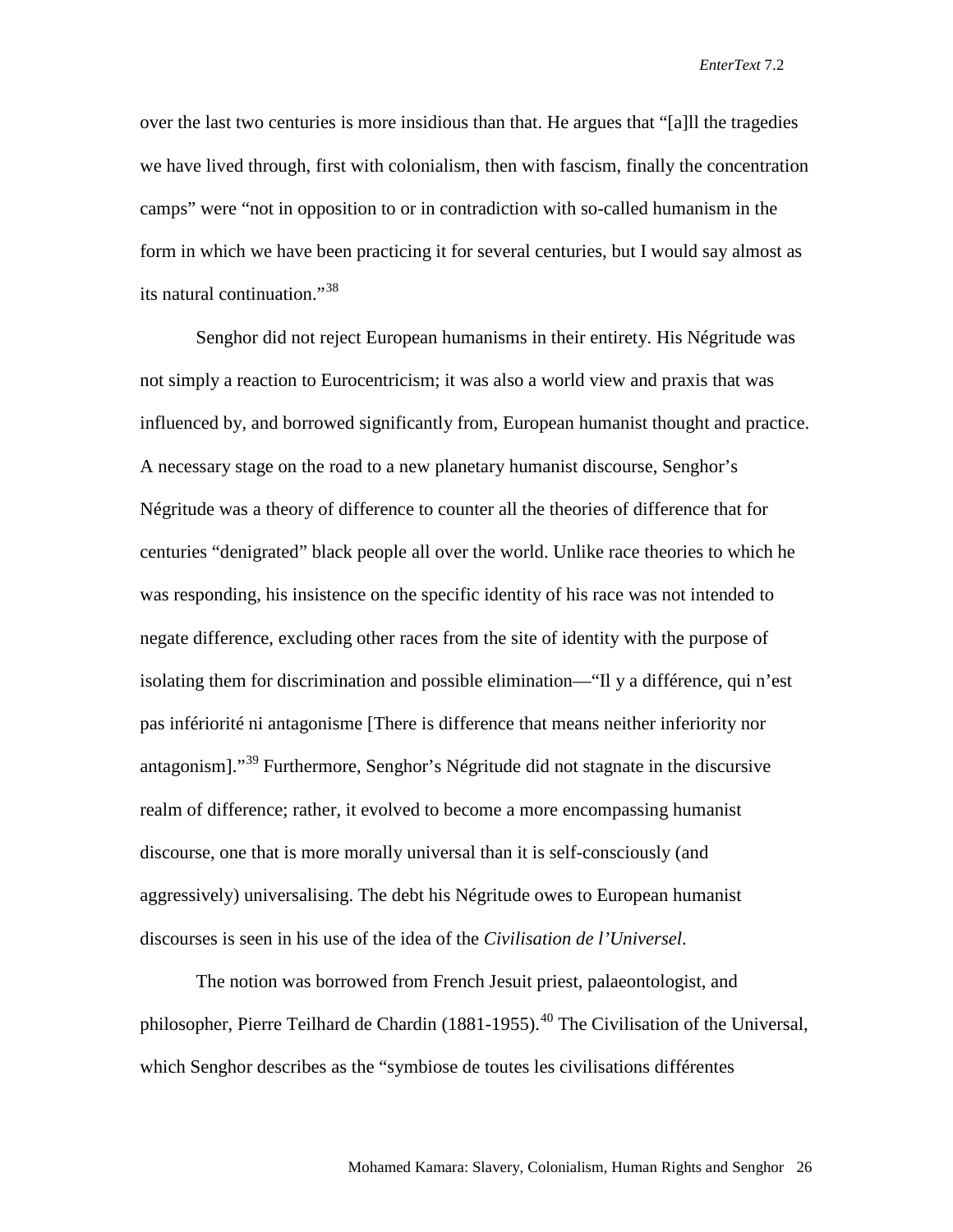over the last two centuries is more insidious than that. He argues that "[a]ll the tragedies we have lived through, first with colonialism, then with fascism, finally the concentration camps" were "not in opposition to or in contradiction with so-called humanism in the form in which we have been practicing it for several centuries, but I would say almost as its natural continuation."[38]

Senghor did not reject European humanisms in their entirety. His Négritude was not simply a reaction to Eurocentricism; it was also a world view and praxis that was influenced by, and borrowed significantly from, European humanist thought and practice. A necessary stage on the road to a new planetary humanist discourse, Senghor's Négritude was a theory of difference to counter all the theories of difference that for centuries "denigrated" black people all over the world. Unlike race theories to which he was responding, his insistence on the specific identity of his race was not intended to negate difference, excluding other races from the site of identity with the purpose of isolating them for discrimination and possible elimination—"Il y a différence, qui n'est pas infériorité ni antagonisme [There is difference that means neither inferiority nor antagonism]."[39] Furthermore, Senghor's Négritude did not stagnate in the discursive realm of difference; rather, it evolved to become a more encompassing humanist discourse, one that is more morally universal than it is self-consciously (and aggressively) universalising. The debt his Négritude owes to European humanist discourses is seen in his use of the idea of the *Civilisation de l'Universel*.

The notion was borrowed from French Jesuit priest, palaeontologist, and philosopher, Pierre Teilhard de Chardin (1881-1955).[40] The Civilisation of the Universal, which Senghor describes as the "symbiose de toutes les civilisations différentes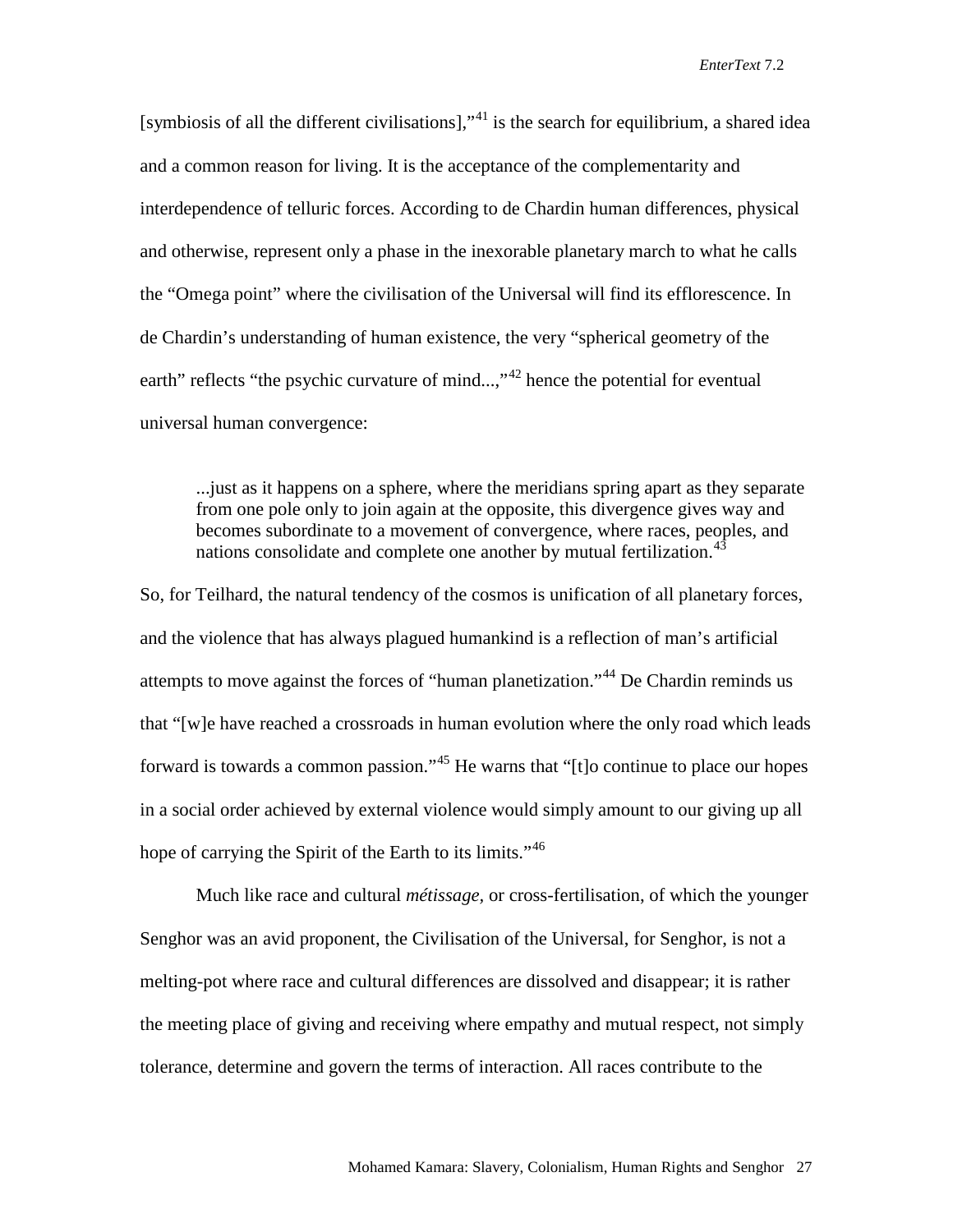[symbiosis of all the different civilisations],"[41] is the search for equilibrium, a shared idea and a common reason for living. It is the acceptance of the complementarity and interdependence of telluric forces. According to de Chardin human differences, physical and otherwise, represent only a phase in the inexorable planetary march to what he calls the "Omega point" where the civilisation of the Universal will find its efflorescence. In de Chardin's understanding of human existence, the very "spherical geometry of the earth" reflects "the psychic curvature of mind...,"[42] hence the potential for eventual universal human convergence:

> ...just as it happens on a sphere, where the meridians spring apart as they separate from one pole only to join again at the opposite, this divergence gives way and becomes subordinate to a movement of convergence, where races, peoples, and nations consolidate and complete one another by mutual fertilization.[43]

So, for Teilhard, the natural tendency of the cosmos is unification of all planetary forces, and the violence that has always plagued humankind is a reflection of man's artificial attempts to move against the forces of "human planetization."[44] De Chardin reminds us that "[w]e have reached a crossroads in human evolution where the only road which leads forward is towards a common passion."[45] He warns that "[t]o continue to place our hopes in a social order achieved by external violence would simply amount to our giving up all hope of carrying the Spirit of the Earth to its limits."[46]

Much like race and cultural *métissage*, or cross-fertilisation, of which the younger Senghor was an avid proponent, the Civilisation of the Universal, for Senghor, is not a melting-pot where race and cultural differences are dissolved and disappear; it is rather the meeting place of giving and receiving where empathy and mutual respect, not simply tolerance, determine and govern the terms of interaction. All races contribute to the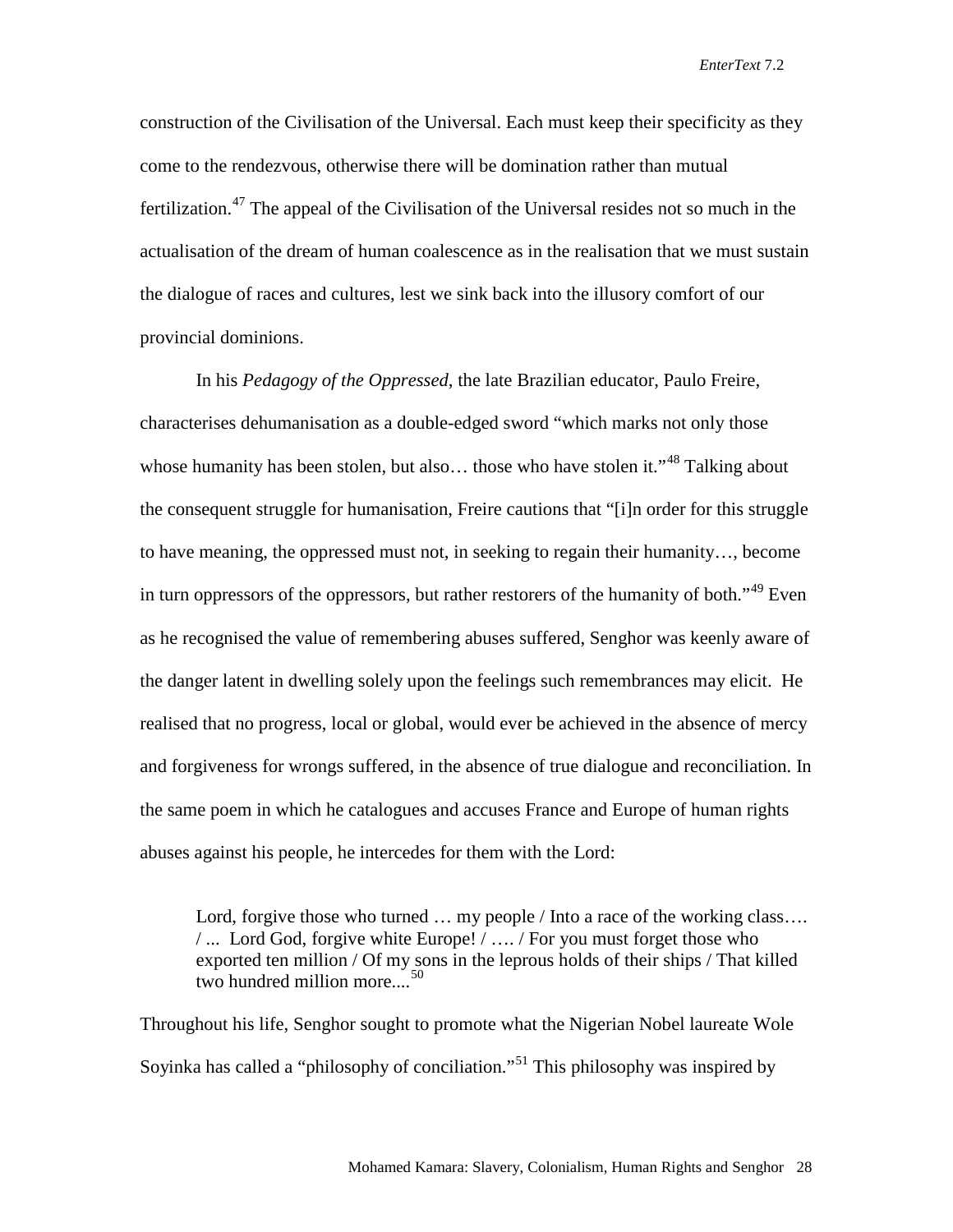construction of the Civilisation of the Universal. Each must keep their specificity as they come to the rendezvous, otherwise there will be domination rather than mutual fertilization.[47] The appeal of the Civilisation of the Universal resides not so much in the actualisation of the dream of human coalescence as in the realisation that we must sustain the dialogue of races and cultures, lest we sink back into the illusory comfort of our provincial dominions.

In his *Pedagogy of the Oppressed*, the late Brazilian educator, Paulo Freire, characterises dehumanisation as a double-edged sword "which marks not only those whose humanity has been stolen, but also… those who have stolen it."[48] Talking about the consequent struggle for humanisation, Freire cautions that "[i]n order for this struggle to have meaning, the oppressed must not, in seeking to regain their humanity…, become in turn oppressors of the oppressors, but rather restorers of the humanity of both."[49] Even as he recognised the value of remembering abuses suffered, Senghor was keenly aware of the danger latent in dwelling solely upon the feelings such remembrances may elicit. He realised that no progress, local or global, would ever be achieved in the absence of mercy and forgiveness for wrongs suffered, in the absence of true dialogue and reconciliation. In the same poem in which he catalogues and accuses France and Europe of human rights abuses against his people, he intercedes for them with the Lord:

> Lord, forgive those who turned … my people / Into a race of the working class…. / ... Lord God, forgive white Europe! / …. / For you must forget those who exported ten million / Of my sons in the leprous holds of their ships / That killed two hundred million more....[50]

Throughout his life, Senghor sought to promote what the Nigerian Nobel laureate Wole Soyinka has called a "philosophy of conciliation."[51] This philosophy was inspired by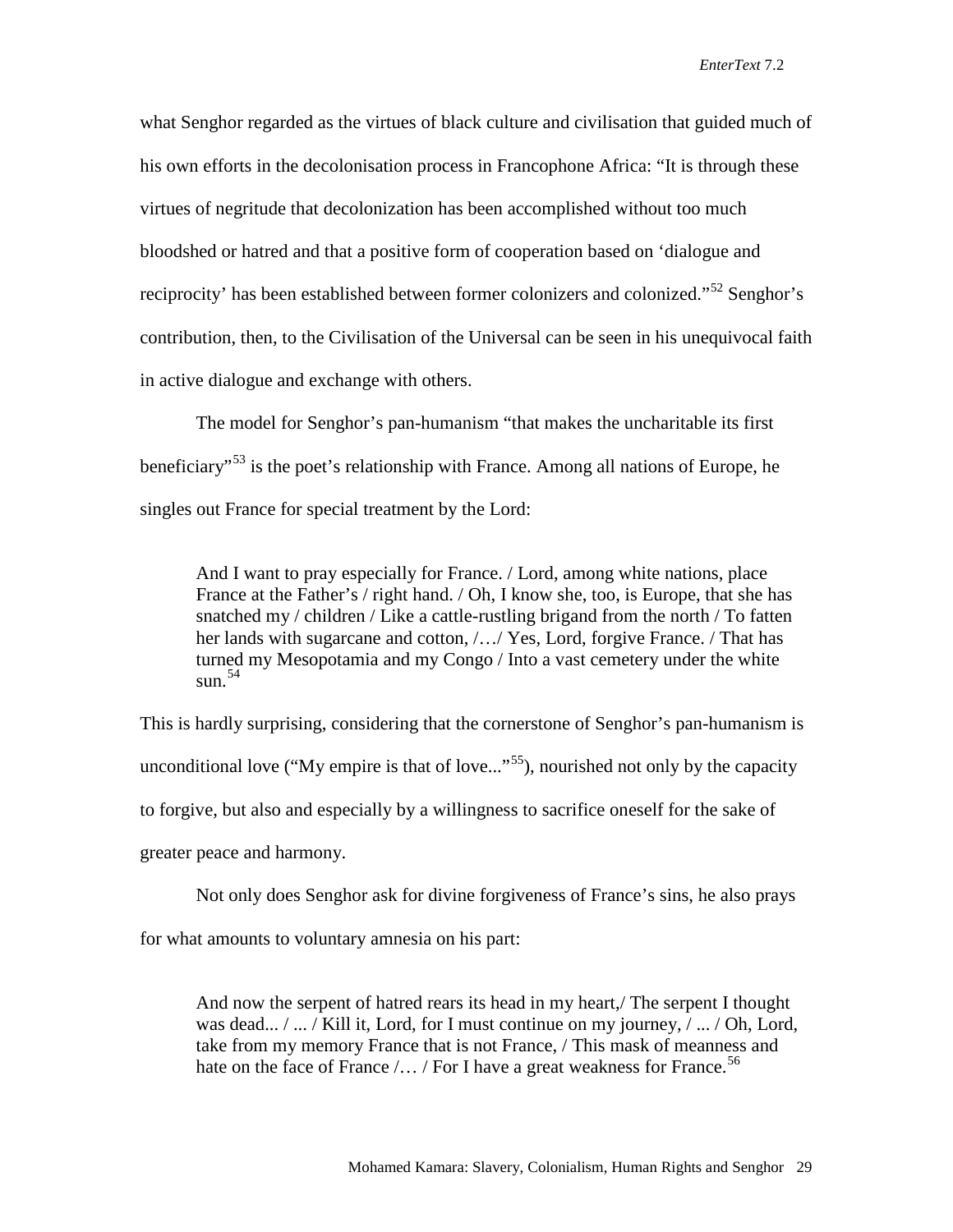what Senghor regarded as the virtues of black culture and civilisation that guided much of his own efforts in the decolonisation process in Francophone Africa: “It is through these virtues of negritude that decolonization has been accomplished without too much bloodshed or hatred and that a positive form of cooperation based on ‘dialogue and reciprocity’ has been established between former colonizers and colonized.”[52] Senghor’s contribution, then, to the Civilisation of the Universal can be seen in his unequivocal faith in active dialogue and exchange with others.

The model for Senghor’s pan-humanism “that makes the uncharitable its first beneficiary”[53] is the poet’s relationship with France. Among all nations of Europe, he singles out France for special treatment by the Lord:

> And I want to pray especially for France. / Lord, among white nations, place France at the Father’s / right hand. / Oh, I know she, too, is Europe, that she has snatched my / children / Like a cattle-rustling brigand from the north / To fatten her lands with sugarcane and cotton, /…/ Yes, Lord, forgive France. / That has turned my Mesopotamia and my Congo / Into a vast cemetery under the white sun.[54]

This is hardly surprising, considering that the cornerstone of Senghor’s pan-humanism is unconditional love (“My empire is that of love...”[55]), nourished not only by the capacity to forgive, but also and especially by a willingness to sacrifice oneself for the sake of greater peace and harmony.

Not only does Senghor ask for divine forgiveness of France’s sins, he also prays for what amounts to voluntary amnesia on his part:

> And now the serpent of hatred rears its head in my heart,/ The serpent I thought was dead... / ... / Kill it, Lord, for I must continue on my journey, / ... / Oh, Lord, take from my memory France that is not France, / This mask of meanness and hate on the face of France /… / For I have a great weakness for France.[56]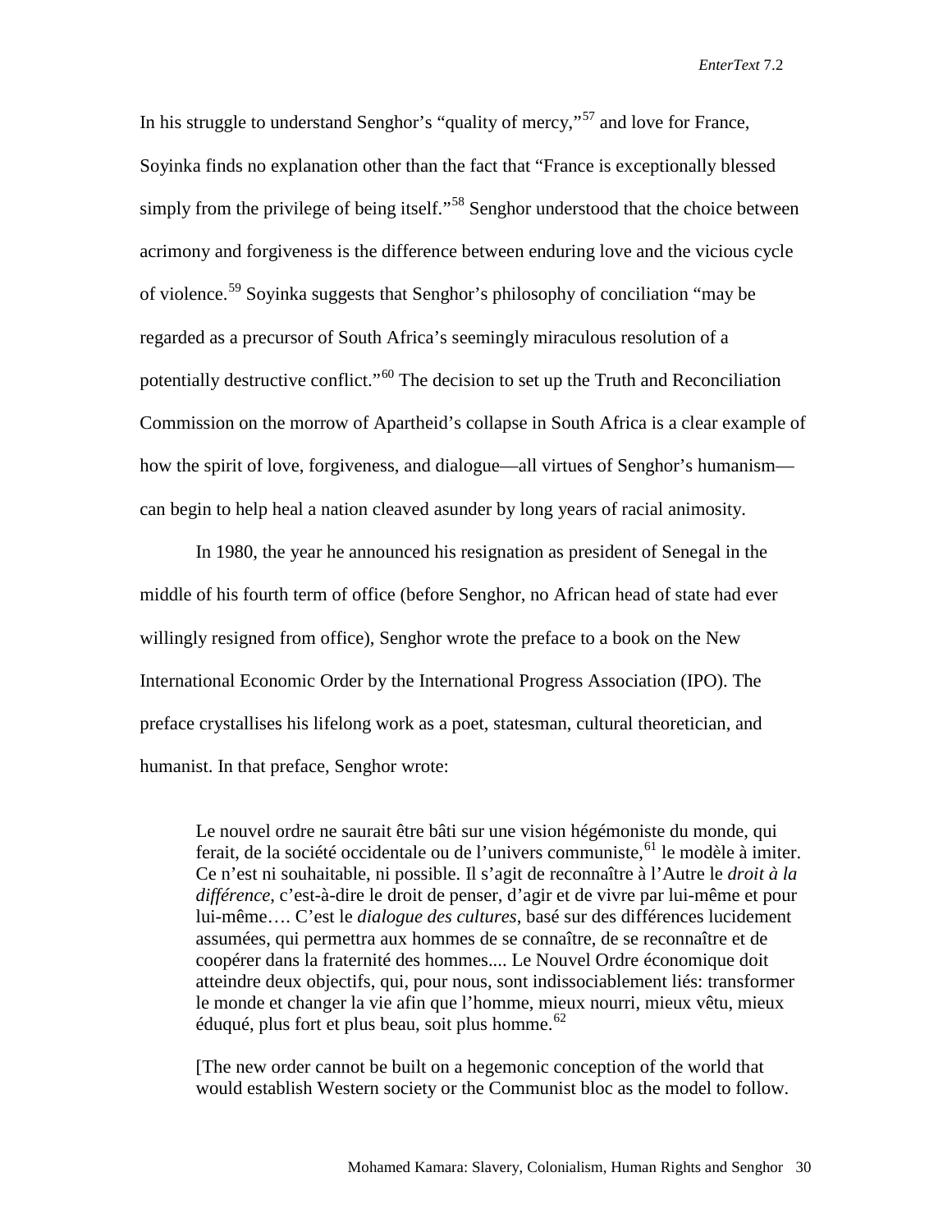In his struggle to understand Senghor's "quality of mercy,"[57] and love for France, Soyinka finds no explanation other than the fact that "France is exceptionally blessed simply from the privilege of being itself."[58] Senghor understood that the choice between acrimony and forgiveness is the difference between enduring love and the vicious cycle of violence.[59] Soyinka suggests that Senghor's philosophy of conciliation "may be regarded as a precursor of South Africa's seemingly miraculous resolution of a potentially destructive conflict."[60] The decision to set up the Truth and Reconciliation Commission on the morrow of Apartheid's collapse in South Africa is a clear example of how the spirit of love, forgiveness, and dialogue—all virtues of Senghor's humanism—can begin to help heal a nation cleaved asunder by long years of racial animosity.

In 1980, the year he announced his resignation as president of Senegal in the middle of his fourth term of office (before Senghor, no African head of state had ever willingly resigned from office), Senghor wrote the preface to a book on the New International Economic Order by the International Progress Association (IPO). The preface crystallises his lifelong work as a poet, statesman, cultural theoretician, and humanist. In that preface, Senghor wrote:

> Le nouvel ordre ne saurait être bâti sur une vision hégémoniste du monde, qui ferait, de la société occidentale ou de l'univers communiste,[61] le modèle à imiter. Ce n'est ni souhaitable, ni possible. Il s'agit de reconnaître à l'Autre le *droit à la différence*, c'est-à-dire le droit de penser, d'agir et de vivre par lui-même et pour lui-même…. C'est le *dialogue des cultures*, basé sur des différences lucidement assumées, qui permettra aux hommes de se connaître, de se reconnaître et de coopérer dans la fraternité des hommes.... Le Nouvel Ordre économique doit atteindre deux objectifs, qui, pour nous, sont indissociablement liés: transformer le monde et changer la vie afin que l'homme, mieux nourri, mieux vêtu, mieux éduqué, plus fort et plus beau, soit plus homme.[62]

> [The new order cannot be built on a hegemonic conception of the world that would establish Western society or the Communist bloc as the model to follow.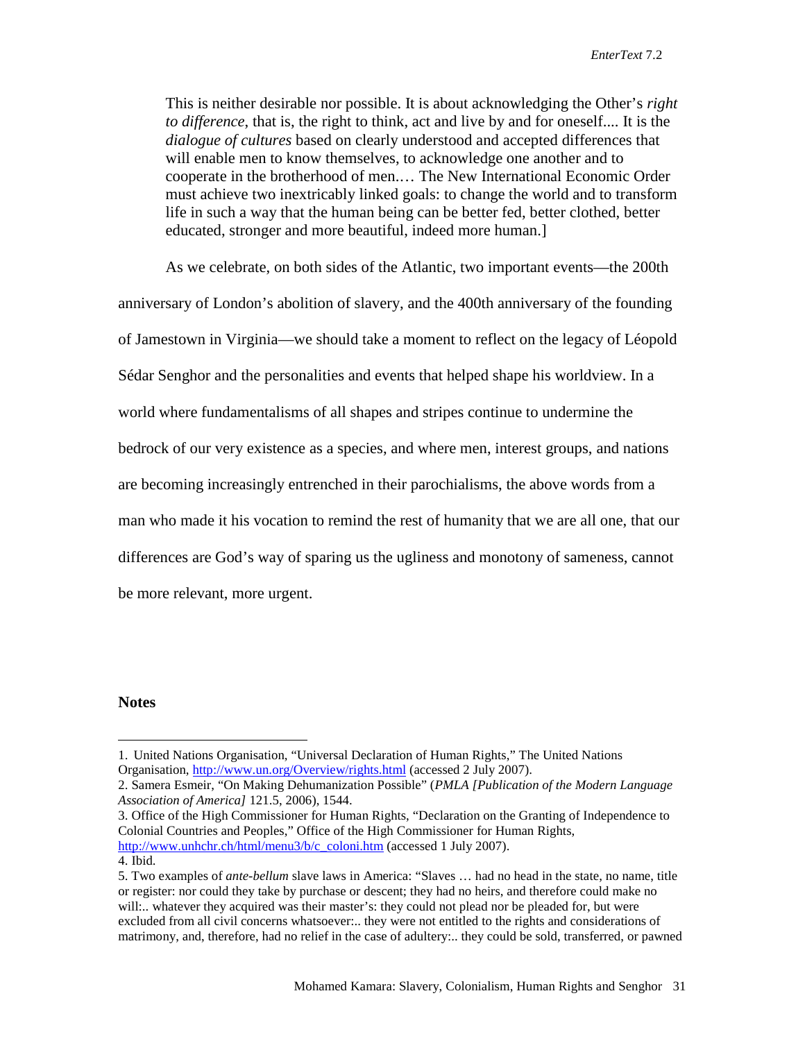> This is neither desirable nor possible. It is about acknowledging the Other's *right to difference*, that is, the right to think, act and live by and for oneself.... It is the *dialogue of cultures* based on clearly understood and accepted differences that will enable men to know themselves, to acknowledge one another and to cooperate in the brotherhood of men.… The New International Economic Order must achieve two inextricably linked goals: to change the world and to transform life in such a way that the human being can be better fed, better clothed, better educated, stronger and more beautiful, indeed more human.]

As we celebrate, on both sides of the Atlantic, two important events—the 200th anniversary of London's abolition of slavery, and the 400th anniversary of the founding of Jamestown in Virginia—we should take a moment to reflect on the legacy of Léopold Sédar Senghor and the personalities and events that helped shape his worldview. In a world where fundamentalisms of all shapes and stripes continue to undermine the bedrock of our very existence as a species, and where men, interest groups, and nations are becoming increasingly entrenched in their parochialisms, the above words from a man who made it his vocation to remind the rest of humanity that we are all one, that our differences are God's way of sparing us the ugliness and monotony of sameness, cannot be more relevant, more urgent.

**Notes**

1. United Nations Organisation, "Universal Declaration of Human Rights," The United Nations Organisation, http://www.un.org/Overview/rights.html (accessed 2 July 2007).
2. Samera Esmeir, "On Making Dehumanization Possible" (*PMLA [Publication of the Modern Language Association of America]* 121.5, 2006), 1544.
3. Office of the High Commissioner for Human Rights, "Declaration on the Granting of Independence to Colonial Countries and Peoples," Office of the High Commissioner for Human Rights, http://www.unhchr.ch/html/menu3/b/c_coloni.htm (accessed 1 July 2007).
4. Ibid.
5. Two examples of *ante-bellum* slave laws in America: "Slaves … had no head in the state, no name, title or register: nor could they take by purchase or descent; they had no heirs, and therefore could make no will:.. whatever they acquired was their master's: they could not plead nor be pleaded for, but were excluded from all civil concerns whatsoever:.. they were not entitled to the rights and considerations of matrimony, and, therefore, had no relief in the case of adultery:.. they could be sold, transferred, or pawned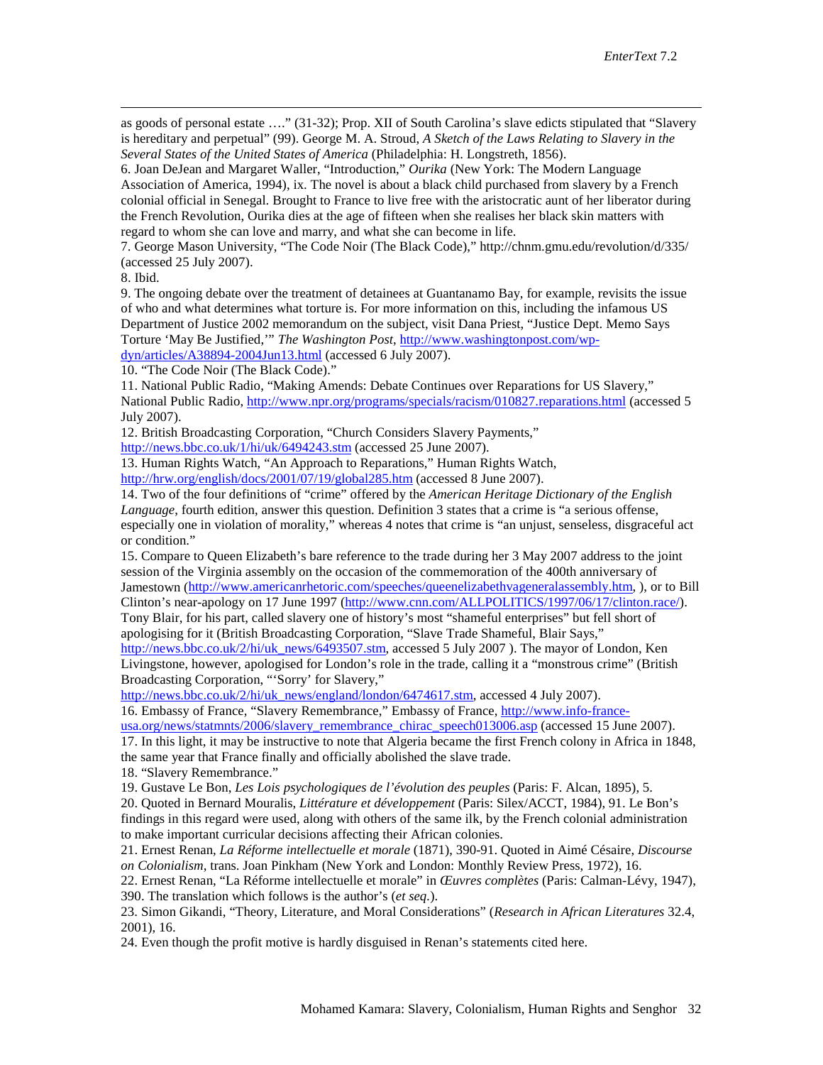as goods of personal estate …." (31-32); Prop. XII of South Carolina's slave edicts stipulated that "Slavery is hereditary and perpetual" (99). George M. A. Stroud, *A Sketch of the Laws Relating to Slavery in the Several States of the United States of America* (Philadelphia: H. Longstreth, 1856).

6. Joan DeJean and Margaret Waller, "Introduction," *Ourika* (New York: The Modern Language Association of America, 1994), ix. The novel is about a black child purchased from slavery by a French colonial official in Senegal. Brought to France to live free with the aristocratic aunt of her liberator during the French Revolution, Ourika dies at the age of fifteen when she realises her black skin matters with regard to whom she can love and marry, and what she can become in life.

7. George Mason University, "The Code Noir (The Black Code)," http://chnm.gmu.edu/revolution/d/335/ (accessed 25 July 2007).

8. Ibid.

9. The ongoing debate over the treatment of detainees at Guantanamo Bay, for example, revisits the issue of who and what determines what torture is. For more information on this, including the infamous US Department of Justice 2002 memorandum on the subject, visit Dana Priest, "Justice Dept. Memo Says Torture 'May Be Justified,'" *The Washington Post*, http://www.washingtonpost.com/wp-dyn/articles/A38894-2004Jun13.html (accessed 6 July 2007).

10. "The Code Noir (The Black Code)."

11. National Public Radio, "Making Amends: Debate Continues over Reparations for US Slavery," National Public Radio, http://www.npr.org/programs/specials/racism/010827.reparations.html (accessed 5 July 2007).

12. British Broadcasting Corporation, "Church Considers Slavery Payments," http://news.bbc.co.uk/1/hi/uk/6494243.stm (accessed 25 June 2007).

13. Human Rights Watch, "An Approach to Reparations," Human Rights Watch, http://hrw.org/english/docs/2001/07/19/global285.htm (accessed 8 June 2007).

14. Two of the four definitions of "crime" offered by the *American Heritage Dictionary of the English Language*, fourth edition, answer this question. Definition 3 states that a crime is "a serious offense, especially one in violation of morality," whereas 4 notes that crime is "an unjust, senseless, disgraceful act or condition."

15. Compare to Queen Elizabeth's bare reference to the trade during her 3 May 2007 address to the joint session of the Virginia assembly on the occasion of the commemoration of the 400th anniversary of Jamestown (http://www.americanrhetoric.com/speeches/queenelizabethvageneralassembly.htm, ), or to Bill Clinton's near-apology on 17 June 1997 (http://www.cnn.com/ALLPOLITICS/1997/06/17/clinton.race/). Tony Blair, for his part, called slavery one of history's most "shameful enterprises" but fell short of apologising for it (British Broadcasting Corporation, "Slave Trade Shameful, Blair Says," http://news.bbc.co.uk/2/hi/uk_news/6493507.stm, accessed 5 July 2007 ). The mayor of London, Ken Livingstone, however, apologised for London's role in the trade, calling it a "monstrous crime" (British Broadcasting Corporation, "'Sorry' for Slavery," http://news.bbc.co.uk/2/hi/uk_news/england/london/6474617.stm, accessed 4 July 2007).

16. Embassy of France, "Slavery Remembrance," Embassy of France, http://www.info-france-usa.org/news/statmnts/2006/slavery_remembrance_chirac_speech013006.asp (accessed 15 June 2007).

17. In this light, it may be instructive to note that Algeria became the first French colony in Africa in 1848, the same year that France finally and officially abolished the slave trade.

18. "Slavery Remembrance."

19. Gustave Le Bon, *Les Lois psychologiques de l'évolution des peuples* (Paris: F. Alcan, 1895), 5.

20. Quoted in Bernard Mouralis, *Littérature et développement* (Paris: Silex/ACCT, 1984), 91. Le Bon's findings in this regard were used, along with others of the same ilk, by the French colonial administration to make important curricular decisions affecting their African colonies.

21. Ernest Renan, *La Réforme intellectuelle et morale* (1871), 390-91. Quoted in Aimé Césaire, *Discourse on Colonialism*, trans. Joan Pinkham (New York and London: Monthly Review Press, 1972), 16.

22. Ernest Renan, "La Réforme intellectuelle et morale" in *Œuvres complètes* (Paris: Calman-Lévy, 1947), 390. The translation which follows is the author's (*et seq.*).

23. Simon Gikandi, "Theory, Literature, and Moral Considerations" (*Research in African Literatures* 32.4, 2001), 16.

24. Even though the profit motive is hardly disguised in Renan's statements cited here.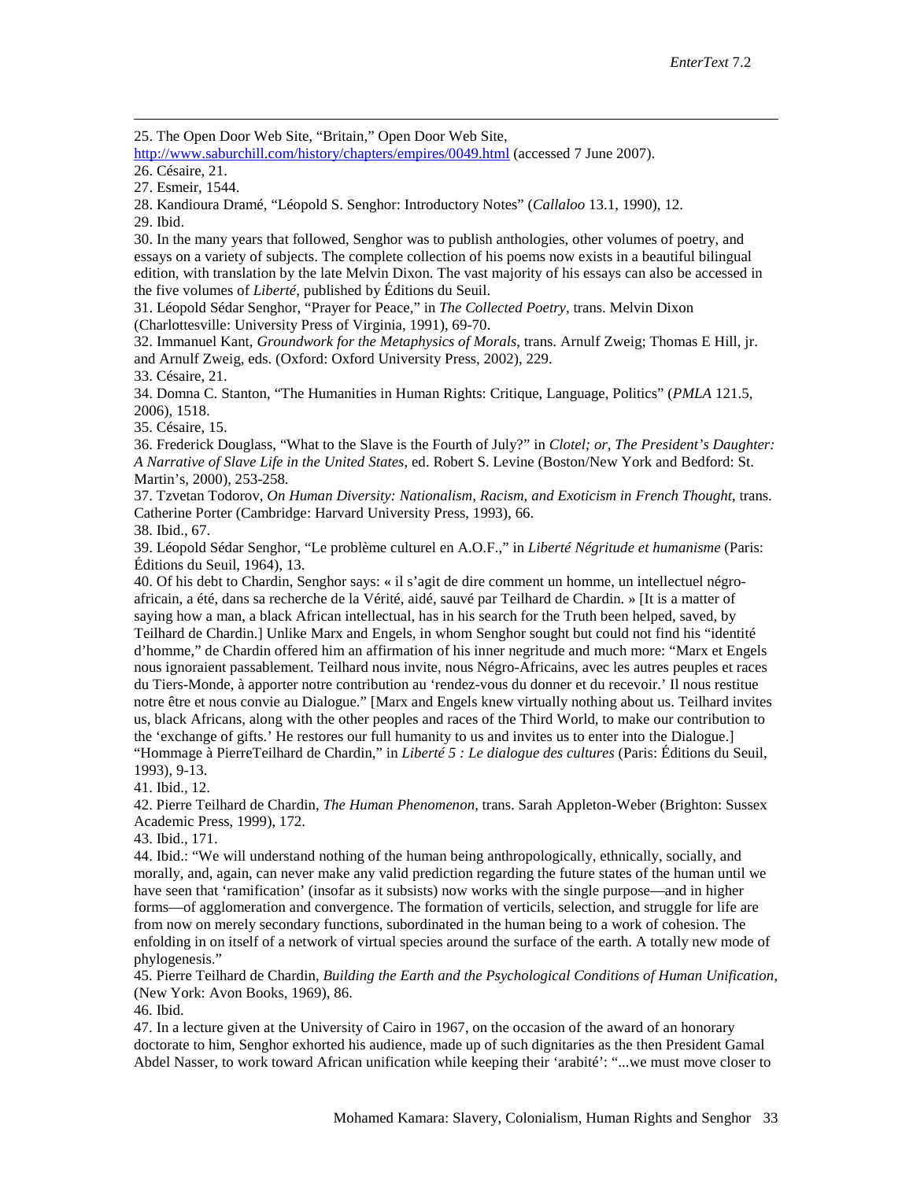25. The Open Door Web Site, "Britain," Open Door Web Site, http://www.saburchill.com/history/chapters/empires/0049.html (accessed 7 June 2007).

26. Césaire, 21.

27. Esmeir, 1544.

28. Kandioura Dramé, "Léopold S. Senghor: Introductory Notes" (*Callaloo* 13.1, 1990), 12.

29. Ibid.

30. In the many years that followed, Senghor was to publish anthologies, other volumes of poetry, and essays on a variety of subjects. The complete collection of his poems now exists in a beautiful bilingual edition, with translation by the late Melvin Dixon. The vast majority of his essays can also be accessed in the five volumes of *Liberté,* published by Éditions du Seuil.

31. Léopold Sédar Senghor, "Prayer for Peace," in *The Collected Poetry,* trans. Melvin Dixon (Charlottesville: University Press of Virginia, 1991), 69-70.

32. Immanuel Kant, *Groundwork for the Metaphysics of Morals*, trans. Arnulf Zweig; Thomas E Hill, jr. and Arnulf Zweig, eds. (Oxford: Oxford University Press, 2002), 229.

33. Césaire, 21.

34. Domna C. Stanton, "The Humanities in Human Rights: Critique, Language, Politics" (*PMLA* 121.5, 2006), 1518.

35. Césaire, 15.

36. Frederick Douglass, "What to the Slave is the Fourth of July?" in *Clotel; or, The President's Daughter: A Narrative of Slave Life in the United States*, ed. Robert S. Levine (Boston/New York and Bedford: St. Martin's, 2000), 253-258.

37. Tzvetan Todorov, *On Human Diversity: Nationalism, Racism, and Exoticism in French Thought*, trans. Catherine Porter (Cambridge: Harvard University Press, 1993), 66.

38. Ibid., 67.

39. Léopold Sédar Senghor, "Le problème culturel en A.O.F.," in *Liberté Négritude et humanisme* (Paris: Éditions du Seuil, 1964), 13.

40. Of his debt to Chardin, Senghor says: « il s'agit de dire comment un homme, un intellectuel négro-africain, a été, dans sa recherche de la Vérité, aidé, sauvé par Teilhard de Chardin. » [It is a matter of saying how a man, a black African intellectual, has in his search for the Truth been helped, saved, by Teilhard de Chardin.] Unlike Marx and Engels, in whom Senghor sought but could not find his "identité d'homme," de Chardin offered him an affirmation of his inner negritude and much more: "Marx et Engels nous ignoraient passablement. Teilhard nous invite, nous Négro-Africains, avec les autres peuples et races du Tiers-Monde, à apporter notre contribution au 'rendez-vous du donner et du recevoir.' Il nous restitue notre être et nous convie au Dialogue." [Marx and Engels knew virtually nothing about us. Teilhard invites us, black Africans, along with the other peoples and races of the Third World, to make our contribution to the 'exchange of gifts.' He restores our full humanity to us and invites us to enter into the Dialogue.] "Hommage à PierreTeilhard de Chardin," in *Liberté 5 : Le dialogue des cultures* (Paris: Éditions du Seuil, 1993), 9-13.

41. Ibid., 12.

42. Pierre Teilhard de Chardin, *The Human Phenomenon*, trans. Sarah Appleton-Weber (Brighton: Sussex Academic Press, 1999), 172.

43. Ibid., 171.

44. Ibid.: "We will understand nothing of the human being anthropologically, ethnically, socially, and morally, and, again, can never make any valid prediction regarding the future states of the human until we have seen that 'ramification' (insofar as it subsists) now works with the single purpose—and in higher forms—of agglomeration and convergence. The formation of verticils, selection, and struggle for life are from now on merely secondary functions, subordinated in the human being to a work of cohesion. The enfolding in on itself of a network of virtual species around the surface of the earth. A totally new mode of phylogenesis."

45. Pierre Teilhard de Chardin, *Building the Earth and the Psychological Conditions of Human Unification*, (New York: Avon Books, 1969), 86.

46. Ibid.

47. In a lecture given at the University of Cairo in 1967, on the occasion of the award of an honorary doctorate to him, Senghor exhorted his audience, made up of such dignitaries as the then President Gamal Abdel Nasser, to work toward African unification while keeping their 'arabité': "...we must move closer to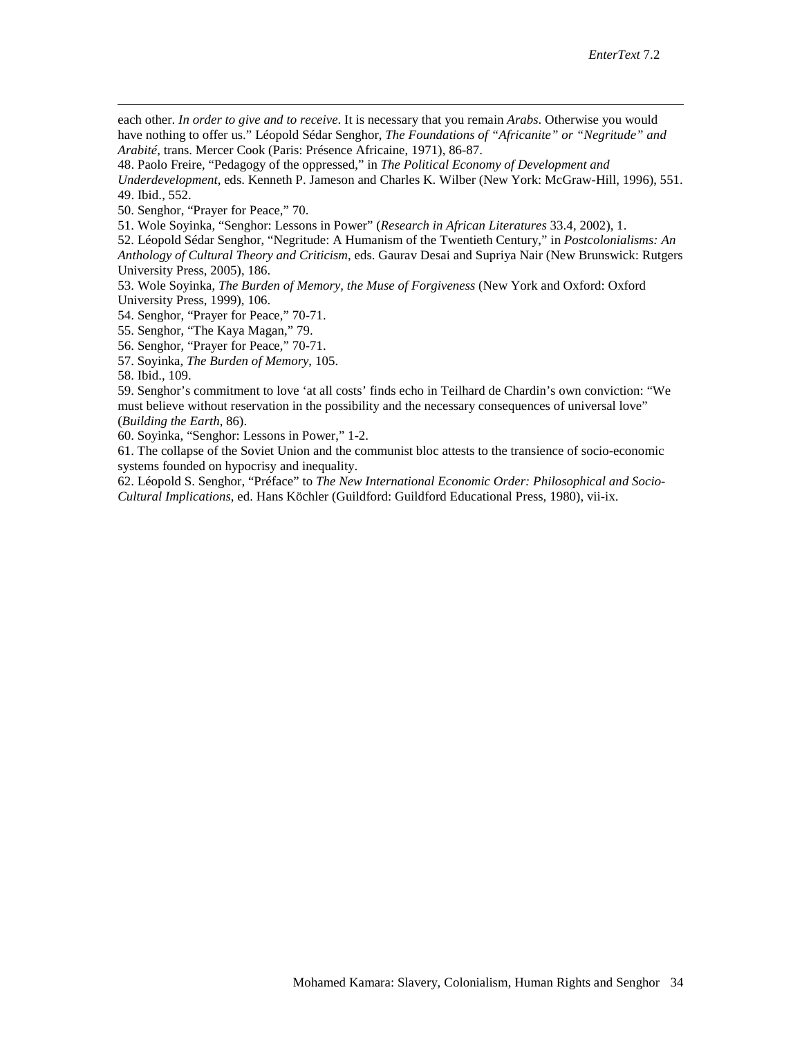each other. *In order to give and to receive*. It is necessary that you remain *Arabs*. Otherwise you would have nothing to offer us." Léopold Sédar Senghor, *The Foundations of "Africanite" or "Negritude" and Arabité*, trans. Mercer Cook (Paris: Présence Africaine, 1971), 86-87.

48. Paolo Freire, "Pedagogy of the oppressed," in *The Political Economy of Development and Underdevelopment*, eds. Kenneth P. Jameson and Charles K. Wilber (New York: McGraw-Hill, 1996), 551.

49. Ibid., 552.

50. Senghor, "Prayer for Peace," 70.

51. Wole Soyinka, "Senghor: Lessons in Power" (*Research in African Literatures* 33.4, 2002), 1.

52. Léopold Sédar Senghor, "Negritude: A Humanism of the Twentieth Century," in *Postcolonialisms: An Anthology of Cultural Theory and Criticism*, eds. Gaurav Desai and Supriya Nair (New Brunswick: Rutgers University Press, 2005), 186.

53. Wole Soyinka, *The Burden of Memory, the Muse of Forgiveness* (New York and Oxford: Oxford University Press, 1999), 106.

54. Senghor, "Prayer for Peace," 70-71.

55. Senghor, "The Kaya Magan," 79.

56. Senghor, "Prayer for Peace," 70-71.

57. Soyinka, *The Burden of Memory*, 105.

58. Ibid., 109.

59. Senghor's commitment to love 'at all costs' finds echo in Teilhard de Chardin's own conviction: "We must believe without reservation in the possibility and the necessary consequences of universal love" (*Building the Earth*, 86).

60. Soyinka, "Senghor: Lessons in Power," 1-2.

61. The collapse of the Soviet Union and the communist bloc attests to the transience of socio-economic systems founded on hypocrisy and inequality.

62. Léopold S. Senghor, "Préface" to *The New International Economic Order: Philosophical and Socio-Cultural Implications*, ed. Hans Köchler (Guildford: Guildford Educational Press, 1980), vii-ix.